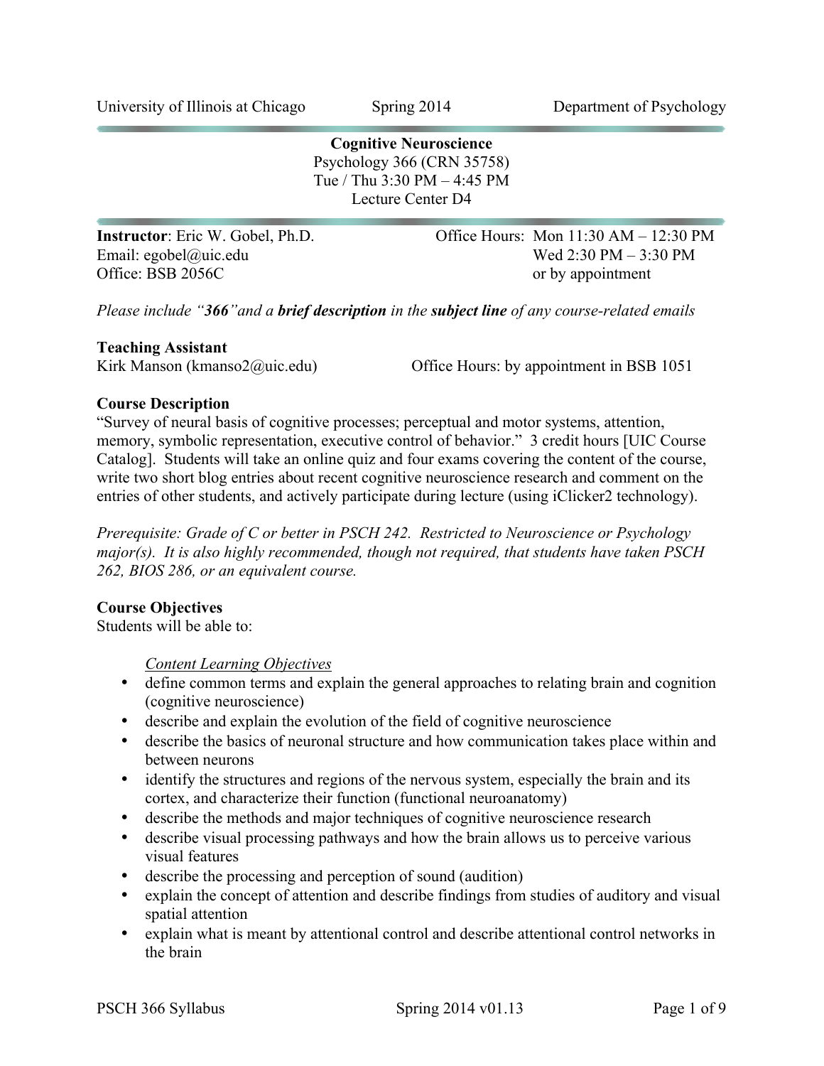University of Illinois at Chicago Spring 2014 Department of Psychology

**Cognitive Neuroscience**
Psychology 366 (CRN 35758)
Tue / Thu 3:30 PM – 4:45 PM
Lecture Center D4

**Instructor**: Eric W. Gobel, Ph.D.
Email: egobel@uic.edu
Office: BSB 2056C

Office Hours: Mon 11:30 AM – 12:30 PM
Wed 2:30 PM – 3:30 PM
or by appointment

*Please include "**366**" and a **brief description** in the **subject line** of any course-related emails*

**Teaching Assistant**
Kirk Manson (kmanso2@uic.edu) Office Hours: by appointment in BSB 1051

**Course Description**
"Survey of neural basis of cognitive processes; perceptual and motor systems, attention, memory, symbolic representation, executive control of behavior." 3 credit hours [UIC Course Catalog]. Students will take an online quiz and four exams covering the content of the course, write two short blog entries about recent cognitive neuroscience research and comment on the entries of other students, and actively participate during lecture (using iClicker2 technology).

*Prerequisite: Grade of C or better in PSCH 242. Restricted to Neuroscience or Psychology major(s). It is also highly recommended, though not required, that students have taken PSCH 262, BIOS 286, or an equivalent course.*

**Course Objectives**
Students will be able to:

*Content Learning Objectives*

- define common terms and explain the general approaches to relating brain and cognition (cognitive neuroscience)
- describe and explain the evolution of the field of cognitive neuroscience
- describe the basics of neuronal structure and how communication takes place within and between neurons
- identify the structures and regions of the nervous system, especially the brain and its cortex, and characterize their function (functional neuroanatomy)
- describe the methods and major techniques of cognitive neuroscience research
- describe visual processing pathways and how the brain allows us to perceive various visual features
- describe the processing and perception of sound (audition)
- explain the concept of attention and describe findings from studies of auditory and visual spatial attention
- explain what is meant by attentional control and describe attentional control networks in the brain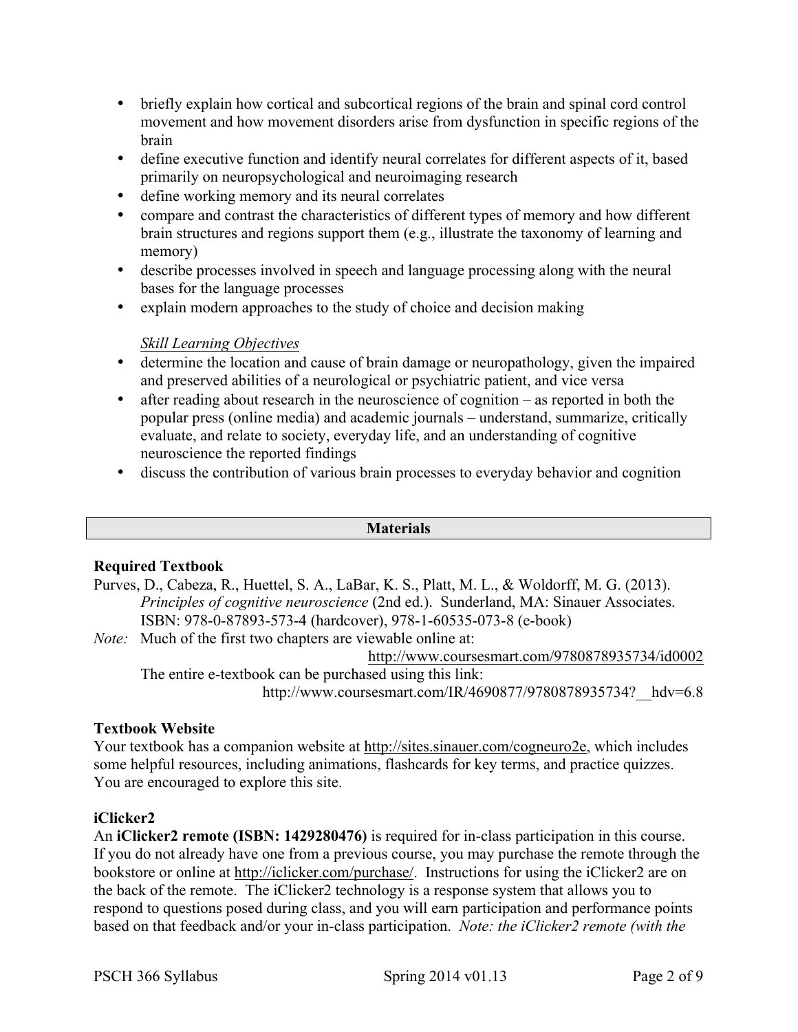- briefly explain how cortical and subcortical regions of the brain and spinal cord control movement and how movement disorders arise from dysfunction in specific regions of the brain
- define executive function and identify neural correlates for different aspects of it, based primarily on neuropsychological and neuroimaging research
- define working memory and its neural correlates
- compare and contrast the characteristics of different types of memory and how different brain structures and regions support them (e.g., illustrate the taxonomy of learning and memory)
- describe processes involved in speech and language processing along with the neural bases for the language processes
- explain modern approaches to the study of choice and decision making

*Skill Learning Objectives*

- determine the location and cause of brain damage or neuropathology, given the impaired and preserved abilities of a neurological or psychiatric patient, and vice versa
- after reading about research in the neuroscience of cognition – as reported in both the popular press (online media) and academic journals – understand, summarize, critically evaluate, and relate to society, everyday life, and an understanding of cognitive neuroscience the reported findings
- discuss the contribution of various brain processes to everyday behavior and cognition

## Materials

**Required Textbook**

Purves, D., Cabeza, R., Huettel, S. A., LaBar, K. S., Platt, M. L., & Woldorff, M. G. (2013). *Principles of cognitive neuroscience* (2nd ed.). Sunderland, MA: Sinauer Associates. ISBN: 978-0-87893-573-4 (hardcover), 978-1-60535-073-8 (e-book)

*Note:* Much of the first two chapters are viewable online at: http://www.coursesmart.com/9780878935734/id0002

The entire e-textbook can be purchased using this link: http://www.coursesmart.com/IR/4690877/9780878935734?__hdv=6.8

**Textbook Website**

Your textbook has a companion website at http://sites.sinauer.com/cogneuro2e, which includes some helpful resources, including animations, flashcards for key terms, and practice quizzes. You are encouraged to explore this site.

**iClicker2**

An **iClicker2 remote (ISBN: 1429280476)** is required for in-class participation in this course. If you do not already have one from a previous course, you may purchase the remote through the bookstore or online at http://iclicker.com/purchase/. Instructions for using the iClicker2 are on the back of the remote. The iClicker2 technology is a response system that allows you to respond to questions posed during class, and you will earn participation and performance points based on that feedback and/or your in-class participation. *Note: the iClicker2 remote (with the*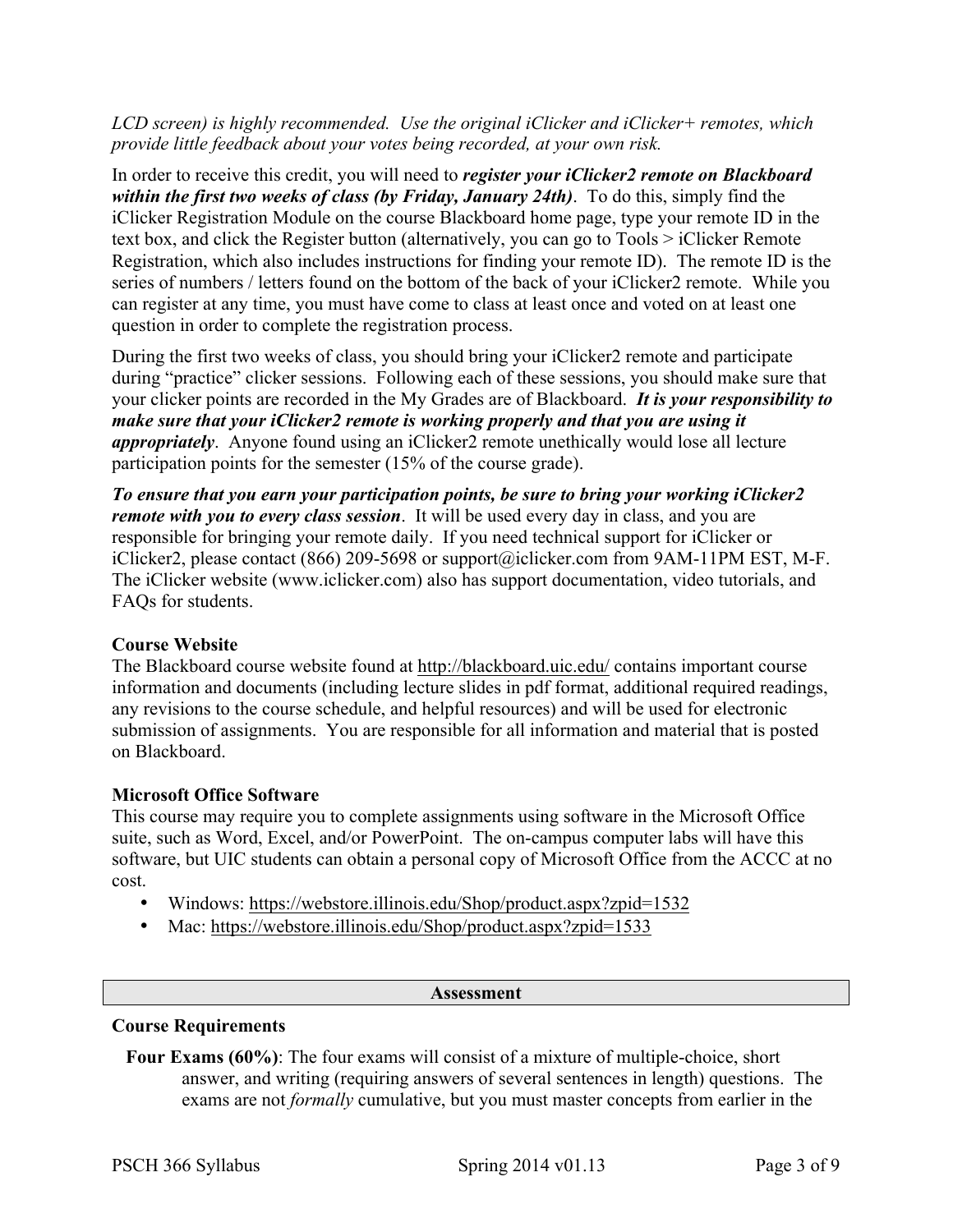*LCD screen) is highly recommended. Use the original iClicker and iClicker+ remotes, which provide little feedback about your votes being recorded, at your own risk.*

In order to receive this credit, you will need to ***register your iClicker2 remote on Blackboard within the first two weeks of class (by Friday, January 24th)***. To do this, simply find the iClicker Registration Module on the course Blackboard home page, type your remote ID in the text box, and click the Register button (alternatively, you can go to Tools > iClicker Remote Registration, which also includes instructions for finding your remote ID). The remote ID is the series of numbers / letters found on the bottom of the back of your iClicker2 remote. While you can register at any time, you must have come to class at least once and voted on at least one question in order to complete the registration process.

During the first two weeks of class, you should bring your iClicker2 remote and participate during "practice" clicker sessions. Following each of these sessions, you should make sure that your clicker points are recorded in the My Grades are of Blackboard. ***It is your responsibility to make sure that your iClicker2 remote is working properly and that you are using it appropriately***. Anyone found using an iClicker2 remote unethically would lose all lecture participation points for the semester (15% of the course grade).

***To ensure that you earn your participation points, be sure to bring your working iClicker2 remote with you to every class session***. It will be used every day in class, and you are responsible for bringing your remote daily. If you need technical support for iClicker or iClicker2, please contact (866) 209-5698 or support@iclicker.com from 9AM-11PM EST, M-F. The iClicker website (www.iclicker.com) also has support documentation, video tutorials, and FAQs for students.

**Course Website**

The Blackboard course website found at http://blackboard.uic.edu/ contains important course information and documents (including lecture slides in pdf format, additional required readings, any revisions to the course schedule, and helpful resources) and will be used for electronic submission of assignments. You are responsible for all information and material that is posted on Blackboard.

**Microsoft Office Software**

This course may require you to complete assignments using software in the Microsoft Office suite, such as Word, Excel, and/or PowerPoint. The on-campus computer labs will have this software, but UIC students can obtain a personal copy of Microsoft Office from the ACCC at no cost.

- Windows: https://webstore.illinois.edu/Shop/product.aspx?zpid=1532
- Mac: https://webstore.illinois.edu/Shop/product.aspx?zpid=1533

## Assessment

**Course Requirements**

**Four Exams (60%)**: The four exams will consist of a mixture of multiple-choice, short answer, and writing (requiring answers of several sentences in length) questions. The exams are not *formally* cumulative, but you must master concepts from earlier in the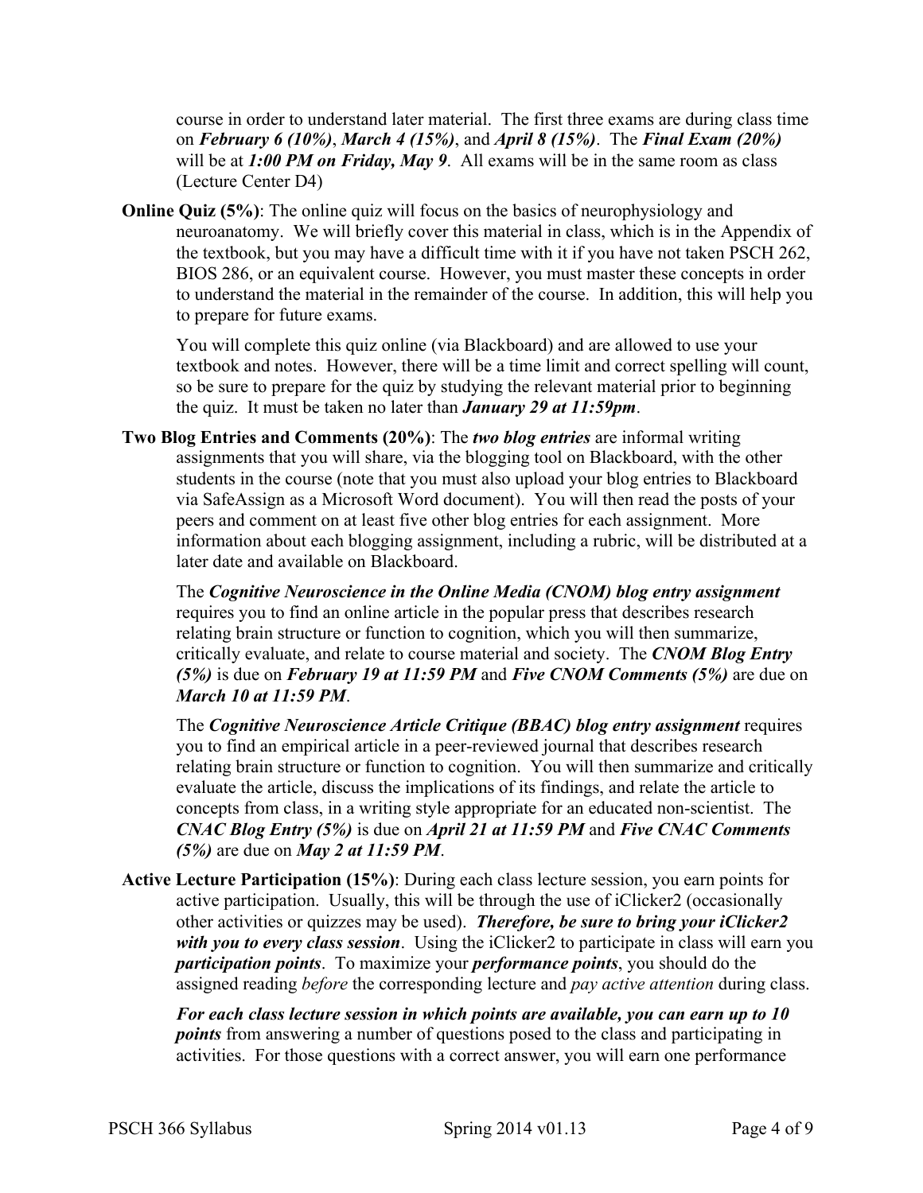course in order to understand later material. The first three exams are during class time on ***February 6 (10%)***, ***March 4 (15%)***, and ***April 8 (15%)***. The ***Final Exam (20%)*** will be at ***1:00 PM on Friday, May 9***. All exams will be in the same room as class (Lecture Center D4)

**Online Quiz (5%)**: The online quiz will focus on the basics of neurophysiology and neuroanatomy. We will briefly cover this material in class, which is in the Appendix of the textbook, but you may have a difficult time with it if you have not taken PSCH 262, BIOS 286, or an equivalent course. However, you must master these concepts in order to understand the material in the remainder of the course. In addition, this will help you to prepare for future exams.

You will complete this quiz online (via Blackboard) and are allowed to use your textbook and notes. However, there will be a time limit and correct spelling will count, so be sure to prepare for the quiz by studying the relevant material prior to beginning the quiz. It must be taken no later than ***January 29 at 11:59pm***.

**Two Blog Entries and Comments (20%)**: The ***two blog entries*** are informal writing assignments that you will share, via the blogging tool on Blackboard, with the other students in the course (note that you must also upload your blog entries to Blackboard via SafeAssign as a Microsoft Word document). You will then read the posts of your peers and comment on at least five other blog entries for each assignment. More information about each blogging assignment, including a rubric, will be distributed at a later date and available on Blackboard.

The ***Cognitive Neuroscience in the Online Media (CNOM) blog entry assignment*** requires you to find an online article in the popular press that describes research relating brain structure or function to cognition, which you will then summarize, critically evaluate, and relate to course material and society. The ***CNOM Blog Entry (5%)*** is due on ***February 19 at 11:59 PM*** and ***Five CNOM Comments (5%)*** are due on ***March 10 at 11:59 PM***.

The ***Cognitive Neuroscience Article Critique (BBAC) blog entry assignment*** requires you to find an empirical article in a peer-reviewed journal that describes research relating brain structure or function to cognition. You will then summarize and critically evaluate the article, discuss the implications of its findings, and relate the article to concepts from class, in a writing style appropriate for an educated non-scientist. The ***CNAC Blog Entry (5%)*** is due on ***April 21 at 11:59 PM*** and ***Five CNAC Comments (5%)*** are due on ***May 2 at 11:59 PM***.

**Active Lecture Participation (15%)**: During each class lecture session, you earn points for active participation. Usually, this will be through the use of iClicker2 (occasionally other activities or quizzes may be used). ***Therefore, be sure to bring your iClicker2 with you to every class session***. Using the iClicker2 to participate in class will earn you ***participation points***. To maximize your ***performance points***, you should do the assigned reading *before* the corresponding lecture and *pay active attention* during class.

***For each class lecture session in which points are available, you can earn up to 10 points*** from answering a number of questions posed to the class and participating in activities. For those questions with a correct answer, you will earn one performance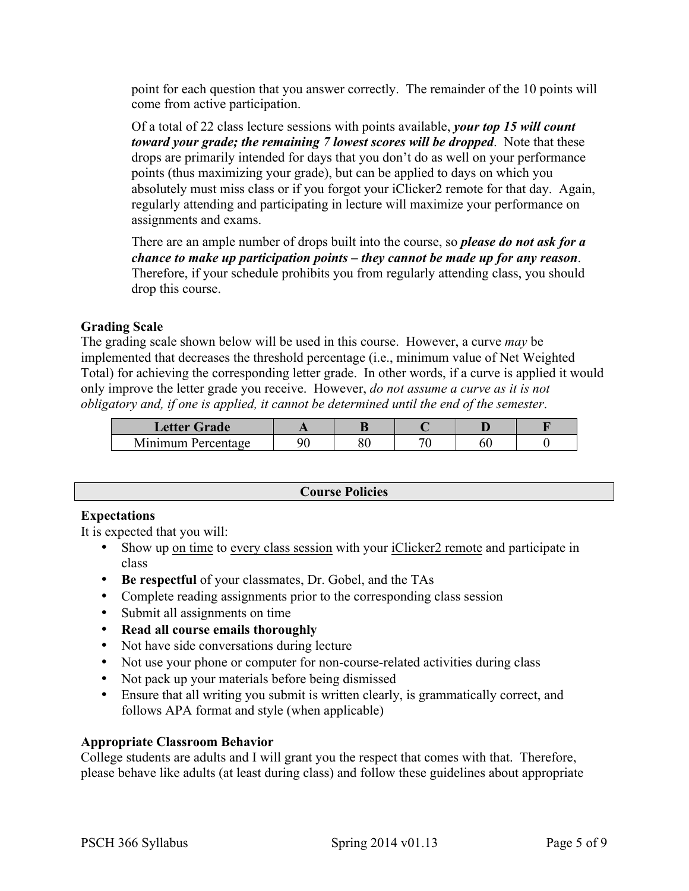point for each question that you answer correctly. The remainder of the 10 points will come from active participation.

Of a total of 22 class lecture sessions with points available, ***your top 15 will count toward your grade; the remaining 7 lowest scores will be dropped***. Note that these drops are primarily intended for days that you don't do as well on your performance points (thus maximizing your grade), but can be applied to days on which you absolutely must miss class or if you forgot your iClicker2 remote for that day. Again, regularly attending and participating in lecture will maximize your performance on assignments and exams.

There are an ample number of drops built into the course, so ***please do not ask for a chance to make up participation points – they cannot be made up for any reason***. Therefore, if your schedule prohibits you from regularly attending class, you should drop this course.

### Grading Scale

The grading scale shown below will be used in this course. However, a curve *may* be implemented that decreases the threshold percentage (i.e., minimum value of Net Weighted Total) for achieving the corresponding letter grade. In other words, if a curve is applied it would only improve the letter grade you receive. However, *do not assume a curve as it is not obligatory and, if one is applied, it cannot be determined until the end of the semester*.

| Letter Grade | A | B | C | D | F |
|---|---|---|---|---|---|
| Minimum Percentage | 90 | 80 | 70 | 60 | 0 |

## Course Policies

### Expectations

It is expected that you will:

- Show up on time to every class session with your iClicker2 remote and participate in class
- **Be respectful** of your classmates, Dr. Gobel, and the TAs
- Complete reading assignments prior to the corresponding class session
- Submit all assignments on time
- **Read all course emails thoroughly**
- Not have side conversations during lecture
- Not use your phone or computer for non-course-related activities during class
- Not pack up your materials before being dismissed
- Ensure that all writing you submit is written clearly, is grammatically correct, and follows APA format and style (when applicable)

### Appropriate Classroom Behavior

College students are adults and I will grant you the respect that comes with that. Therefore, please behave like adults (at least during class) and follow these guidelines about appropriate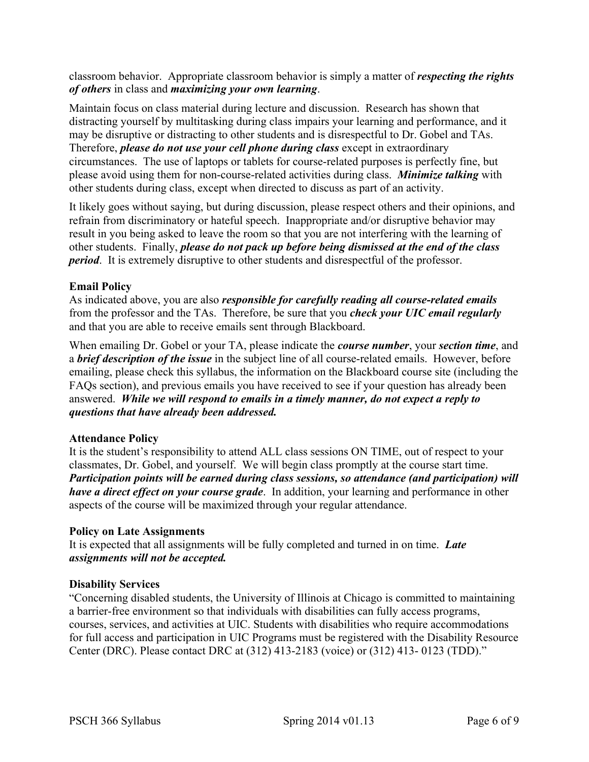classroom behavior. Appropriate classroom behavior is simply a matter of ***respecting the rights of others*** in class and ***maximizing your own learning***.

Maintain focus on class material during lecture and discussion. Research has shown that distracting yourself by multitasking during class impairs your learning and performance, and it may be disruptive or distracting to other students and is disrespectful to Dr. Gobel and TAs. Therefore, ***please do not use your cell phone during class*** except in extraordinary circumstances. The use of laptops or tablets for course-related purposes is perfectly fine, but please avoid using them for non-course-related activities during class. ***Minimize talking*** with other students during class, except when directed to discuss as part of an activity.

It likely goes without saying, but during discussion, please respect others and their opinions, and refrain from discriminatory or hateful speech. Inappropriate and/or disruptive behavior may result in you being asked to leave the room so that you are not interfering with the learning of other students. Finally, ***please do not pack up before being dismissed at the end of the class period***. It is extremely disruptive to other students and disrespectful of the professor.

**Email Policy**

As indicated above, you are also ***responsible for carefully reading all course-related emails*** from the professor and the TAs. Therefore, be sure that you ***check your UIC email regularly*** and that you are able to receive emails sent through Blackboard.

When emailing Dr. Gobel or your TA, please indicate the ***course number***, your ***section time***, and a ***brief description of the issue*** in the subject line of all course-related emails. However, before emailing, please check this syllabus, the information on the Blackboard course site (including the FAQs section), and previous emails you have received to see if your question has already been answered. ***While we will respond to emails in a timely manner, do not expect a reply to questions that have already been addressed.***

**Attendance Policy**

It is the student's responsibility to attend ALL class sessions ON TIME, out of respect to your classmates, Dr. Gobel, and yourself. We will begin class promptly at the course start time. ***Participation points will be earned during class sessions, so attendance (and participation) will have a direct effect on your course grade***. In addition, your learning and performance in other aspects of the course will be maximized through your regular attendance.

**Policy on Late Assignments**

It is expected that all assignments will be fully completed and turned in on time. ***Late assignments will not be accepted.***

**Disability Services**

"Concerning disabled students, the University of Illinois at Chicago is committed to maintaining a barrier-free environment so that individuals with disabilities can fully access programs, courses, services, and activities at UIC. Students with disabilities who require accommodations for full access and participation in UIC Programs must be registered with the Disability Resource Center (DRC). Please contact DRC at (312) 413-2183 (voice) or (312) 413- 0123 (TDD)."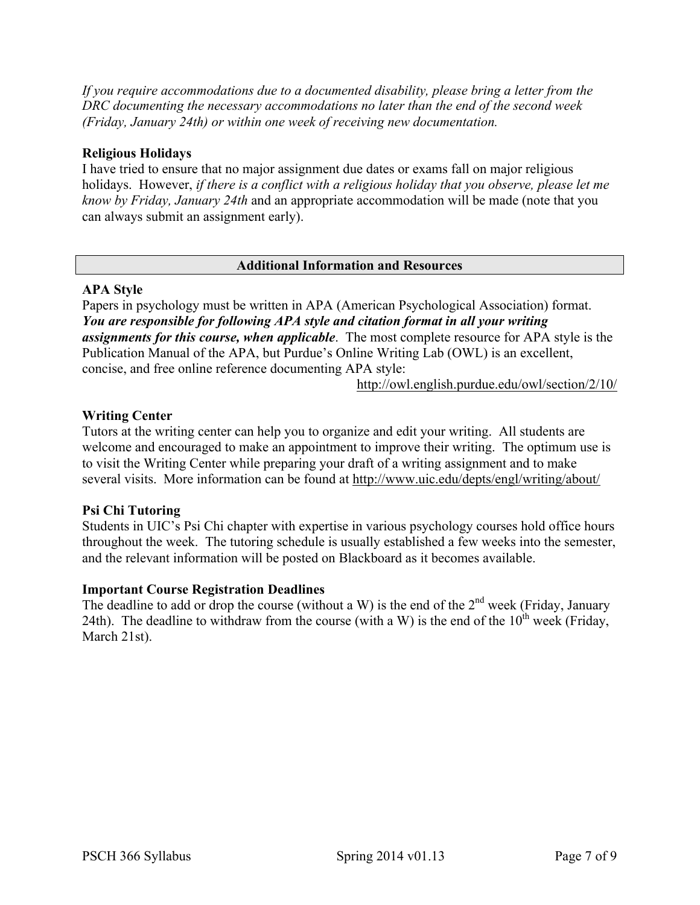*If you require accommodations due to a documented disability, please bring a letter from the DRC documenting the necessary accommodations no later than the end of the second week (Friday, January 24th) or within one week of receiving new documentation.*

**Religious Holidays**

I have tried to ensure that no major assignment due dates or exams fall on major religious holidays. However, *if there is a conflict with a religious holiday that you observe, please let me know by Friday, January 24th* and an appropriate accommodation will be made (note that you can always submit an assignment early).

## Additional Information and Resources

**APA Style**

Papers in psychology must be written in APA (American Psychological Association) format. ***You are responsible for following APA style and citation format in all your writing assignments for this course, when applicable***. The most complete resource for APA style is the Publication Manual of the APA, but Purdue's Online Writing Lab (OWL) is an excellent, concise, and free online reference documenting APA style:

http://owl.english.purdue.edu/owl/section/2/10/

**Writing Center**

Tutors at the writing center can help you to organize and edit your writing. All students are welcome and encouraged to make an appointment to improve their writing. The optimum use is to visit the Writing Center while preparing your draft of a writing assignment and to make several visits. More information can be found at http://www.uic.edu/depts/engl/writing/about/

**Psi Chi Tutoring**

Students in UIC's Psi Chi chapter with expertise in various psychology courses hold office hours throughout the week. The tutoring schedule is usually established a few weeks into the semester, and the relevant information will be posted on Blackboard as it becomes available.

**Important Course Registration Deadlines**

The deadline to add or drop the course (without a W) is the end of the 2nd week (Friday, January 24th). The deadline to withdraw from the course (with a W) is the end of the 10th week (Friday, March 21st).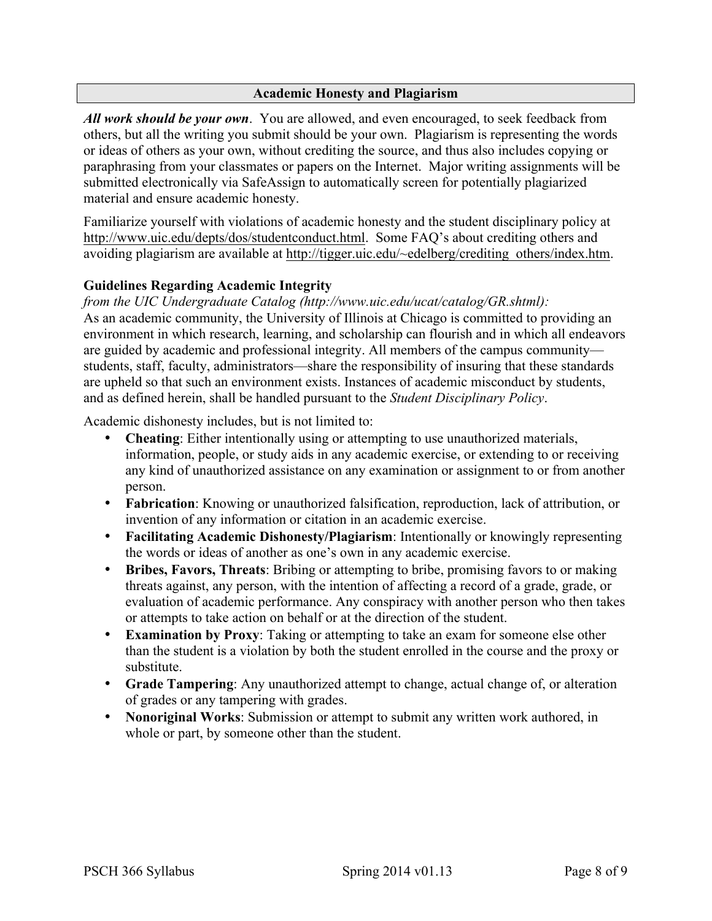## Academic Honesty and Plagiarism

***All work should be your own***. You are allowed, and even encouraged, to seek feedback from others, but all the writing you submit should be your own. Plagiarism is representing the words or ideas of others as your own, without crediting the source, and thus also includes copying or paraphrasing from your classmates or papers on the Internet. Major writing assignments will be submitted electronically via SafeAssign to automatically screen for potentially plagiarized material and ensure academic honesty.

Familiarize yourself with violations of academic honesty and the student disciplinary policy at http://www.uic.edu/depts/dos/studentconduct.html. Some FAQ's about crediting others and avoiding plagiarism are available at http://tigger.uic.edu/~edelberg/crediting_others/index.htm.

### Guidelines Regarding Academic Integrity

*from the UIC Undergraduate Catalog (http://www.uic.edu/ucat/catalog/GR.shtml):*
As an academic community, the University of Illinois at Chicago is committed to providing an environment in which research, learning, and scholarship can flourish and in which all endeavors are guided by academic and professional integrity. All members of the campus community—students, staff, faculty, administrators—share the responsibility of insuring that these standards are upheld so that such an environment exists. Instances of academic misconduct by students, and as defined herein, shall be handled pursuant to the *Student Disciplinary Policy*.

Academic dishonesty includes, but is not limited to:

- **Cheating**: Either intentionally using or attempting to use unauthorized materials, information, people, or study aids in any academic exercise, or extending to or receiving any kind of unauthorized assistance on any examination or assignment to or from another person.
- **Fabrication**: Knowing or unauthorized falsification, reproduction, lack of attribution, or invention of any information or citation in an academic exercise.
- **Facilitating Academic Dishonesty/Plagiarism**: Intentionally or knowingly representing the words or ideas of another as one's own in any academic exercise.
- **Bribes, Favors, Threats**: Bribing or attempting to bribe, promising favors to or making threats against, any person, with the intention of affecting a record of a grade, grade, or evaluation of academic performance. Any conspiracy with another person who then takes or attempts to take action on behalf or at the direction of the student.
- **Examination by Proxy**: Taking or attempting to take an exam for someone else other than the student is a violation by both the student enrolled in the course and the proxy or substitute.
- **Grade Tampering**: Any unauthorized attempt to change, actual change of, or alteration of grades or any tampering with grades.
- **Nonoriginal Works**: Submission or attempt to submit any written work authored, in whole or part, by someone other than the student.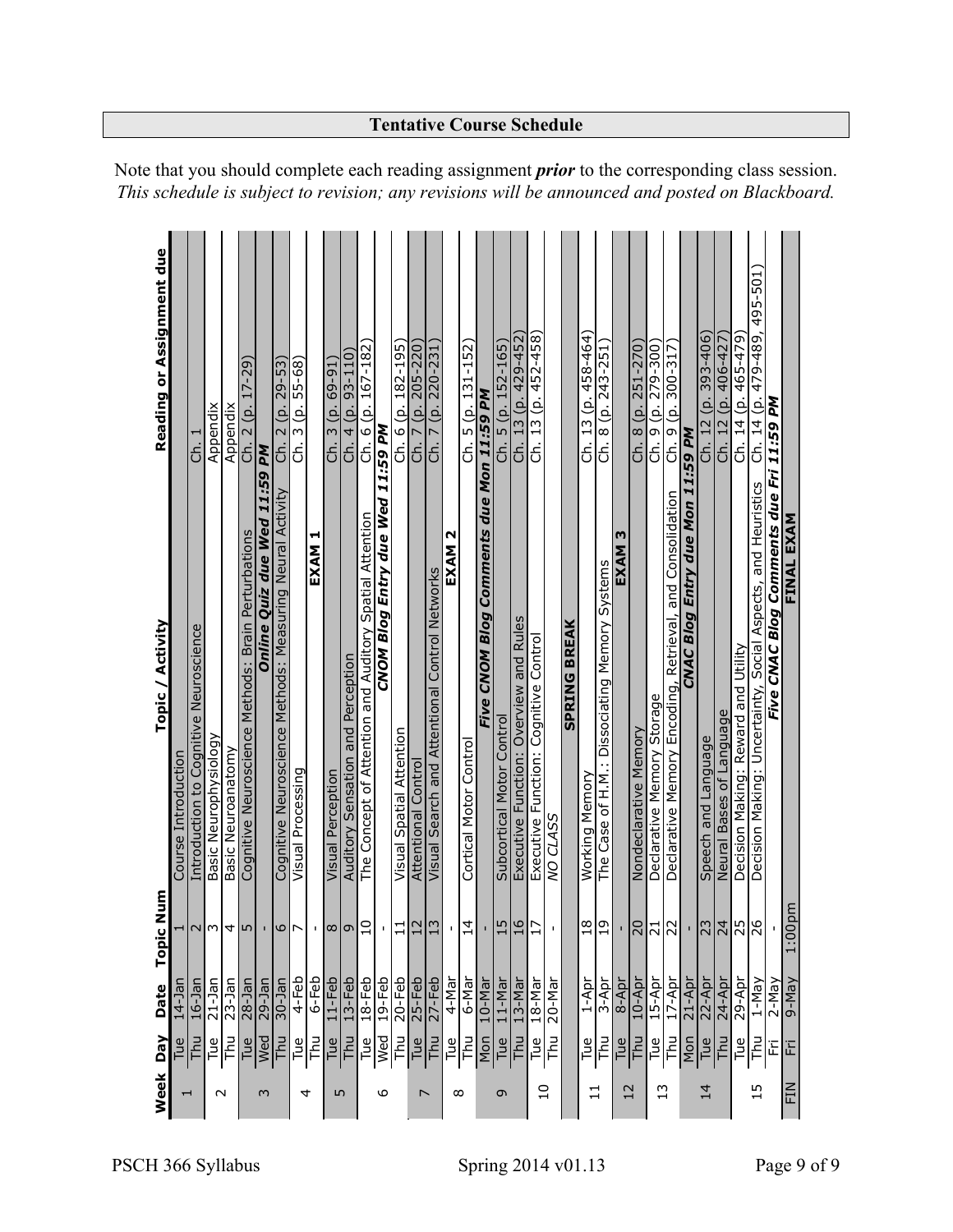## Tentative Course Schedule

Note that you should complete each reading assignment ***prior*** to the corresponding class session. *This schedule is subject to revision; any revisions will be announced and posted on Blackboard.*

| Week | Day | Date | Topic Num | Topic / Activity | Reading or Assignment due |
|---|---|---|---|---|---|
| 1 | Tue | 14-Jan | 1 | Course Introduction | |
| | Thu | 16-Jan | 2 | Introduction to Cognitive Neuroscience | Ch. 1 |
| 2 | Tue | 21-Jan | 3 | Basic Neurophysiology | Appendix |
| | Thu | 23-Jan | 4 | Basic Neuroanatomy | Appendix |
| 3 | Tue | 28-Jan | 5 | Cognitive Neuroscience Methods: Brain Perturbations | Ch. 2 (p. 17-29) |
| | Wed | 29-Jan | - | ***Online Quiz due Wed 11:59 PM*** | |
| | Thu | 30-Jan | 6 | Cognitive Neuroscience Methods: Measuring Neural Activity | Ch. 2 (p. 29-53) |
| 4 | Tue | 4-Feb | 7 | Visual Processing | Ch. 3 (p. 55-68) |
| | Thu | 6-Feb | - | **EXAM 1** | |
| 5 | Tue | 11-Feb | 8 | Visual Perception | Ch. 3 (p. 69-91) |
| | Thu | 13-Feb | 9 | Auditory Sensation and Perception | Ch. 4 (p. 93-110) |
| 6 | Tue | 18-Feb | 10 | The Concept of Attention and Auditory Spatial Attention | Ch. 6 (p. 167-182) |
| | Wed | 19-Feb | - | ***CNOM Blog Entry due Wed 11:59 PM*** | |
| | Thu | 20-Feb | 11 | Visual Spatial Attention | Ch. 6 (p. 182-195) |
| 7 | Tue | 25-Feb | 12 | Attentional Control | Ch. 7 (p. 205-220) |
| | Thu | 27-Feb | 13 | Visual Search and Attentional Control Networks | Ch. 7 (p. 220-231) |
| 8 | Tue | 4-Mar | - | **EXAM 2** | |
| | Thu | 6-Mar | 14 | Cortical Motor Control | Ch. 5 (p. 131-152) |
| 9 | Mon | 10-Mar | - | ***Five CNOM Blog Comments due Mon 11:59 PM*** | |
| | Tue | 11-Mar | 15 | Subcortical Motor Control | Ch. 5 (p. 152-165) |
| | Thu | 13-Mar | 16 | Executive Function: Overview and Rules | Ch. 13 (p. 429-452) |
| 10 | Tue | 18-Mar | 17 | Executive Function: Cognitive Control | Ch. 13 (p. 452-458) |
| | Thu | 20-Mar | - | *NO CLASS* | |
| | | | | **SPRING BREAK** | |
| 11 | Tue | 1-Apr | 18 | Working Memory | Ch. 13 (p. 458-464) |
| | Thu | 3-Apr | 19 | The Case of H.M.: Dissociating Memory Systems | Ch. 8 (p. 243-251) |
| 12 | Tue | 8-Apr | - | **EXAM 3** | |
| | Thu | 10-Apr | 20 | Nondeclarative Memory | Ch. 8 (p. 251-270) |
| 13 | Tue | 15-Apr | 21 | Declarative Memory Storage | Ch. 9 (p. 279-300) |
| | Thu | 17-Apr | 22 | Declarative Memory Encoding, Retrieval, and Consolidation | Ch. 9 (p. 300-317) |
| 14 | Mon | 21-Apr | - | ***CNAC Blog Entry due Mon 11:59 PM*** | |
| | Tue | 22-Apr | 23 | Speech and Language | Ch. 12 (p. 393-406) |
| | Thu | 24-Apr | 24 | Neural Bases of Language | Ch. 12 (p. 406-427) |
| 15 | Tue | 29-Apr | 25 | Decision Making: Reward and Utility | Ch. 14 (p. 465-479) |
| | Thu | 1-May | 26 | Decision Making: Uncertainty, Social Aspects, and Heuristics | Ch. 14 (p. 479-489, 495-501) |
| | Fri | 2-May | - | ***Five CNAC Blog Comments due Fri 11:59 PM*** | |
| FIN | Fri | 9-May | 1:00pm | **FINAL EXAM** | |